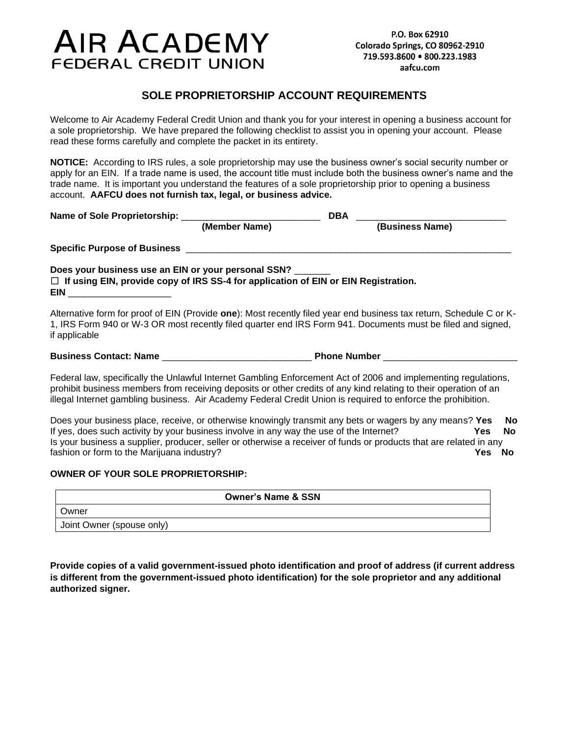# AIR ACADEMY
## FEDERAL CREDIT UNION

P.O. Box 62910
Colorado Springs, CO 80962-2910
719.593.8600 • 800.223.1983
aafcu.com

## SOLE PROPRIETORSHIP ACCOUNT REQUIREMENTS

Welcome to Air Academy Federal Credit Union and thank you for your interest in opening a business account for a sole proprietorship. We have prepared the following checklist to assist you in opening your account. Please read these forms carefully and complete the packet in its entirety.

**NOTICE:** According to IRS rules, a sole proprietorship may use the business owner's social security number or apply for an EIN. If a trade name is used, the account title must include both the business owner's name and the trade name. It is important you understand the features of a sole proprietorship prior to opening a business account. **AAFCU does not furnish tax, legal, or business advice.**

**Name of Sole Proprietorship:** ___________________________ **DBA** _____________________________
**(Member Name)** **(Business Name)**

**Specific Purpose of Business** _________________________________________________________________

**Does your business use an EIN or your personal SSN?** _______

☐ **If using EIN, provide copy of IRS SS-4 for application of EIN or EIN Registration.**

**EIN** ____________________

Alternative form for proof of EIN (Provide **one**): Most recently filed year end business tax return, Schedule C or K-1, IRS Form 940 or W-3 OR most recently filed quarter end IRS Form 941. Documents must be filed and signed, if applicable

**Business Contact: Name** _____________________________ **Phone Number** __________________________

Federal law, specifically the Unlawful Internet Gambling Enforcement Act of 2006 and implementing regulations, prohibit business members from receiving deposits or other credits of any kind relating to their operation of an illegal Internet gambling business. Air Academy Federal Credit Union is required to enforce the prohibition.

Does your business place, receive, or otherwise knowingly transmit any bets or wagers by any means? **Yes No**
If yes, does such activity by your business involve in any way the use of the Internet? **Yes No**
Is your business a supplier, producer, seller or otherwise a receiver of funds or products that are related in any fashion or form to the Marijuana industry? **Yes No**

**OWNER OF YOUR SOLE PROPRIETORSHIP:**

| **Owner's Name & SSN** |
| --- |
| Owner |
| Joint Owner (spouse only) |

**Provide copies of a valid government-issued photo identification and proof of address (if current address is different from the government-issued photo identification) for the sole proprietor and any additional authorized signer.**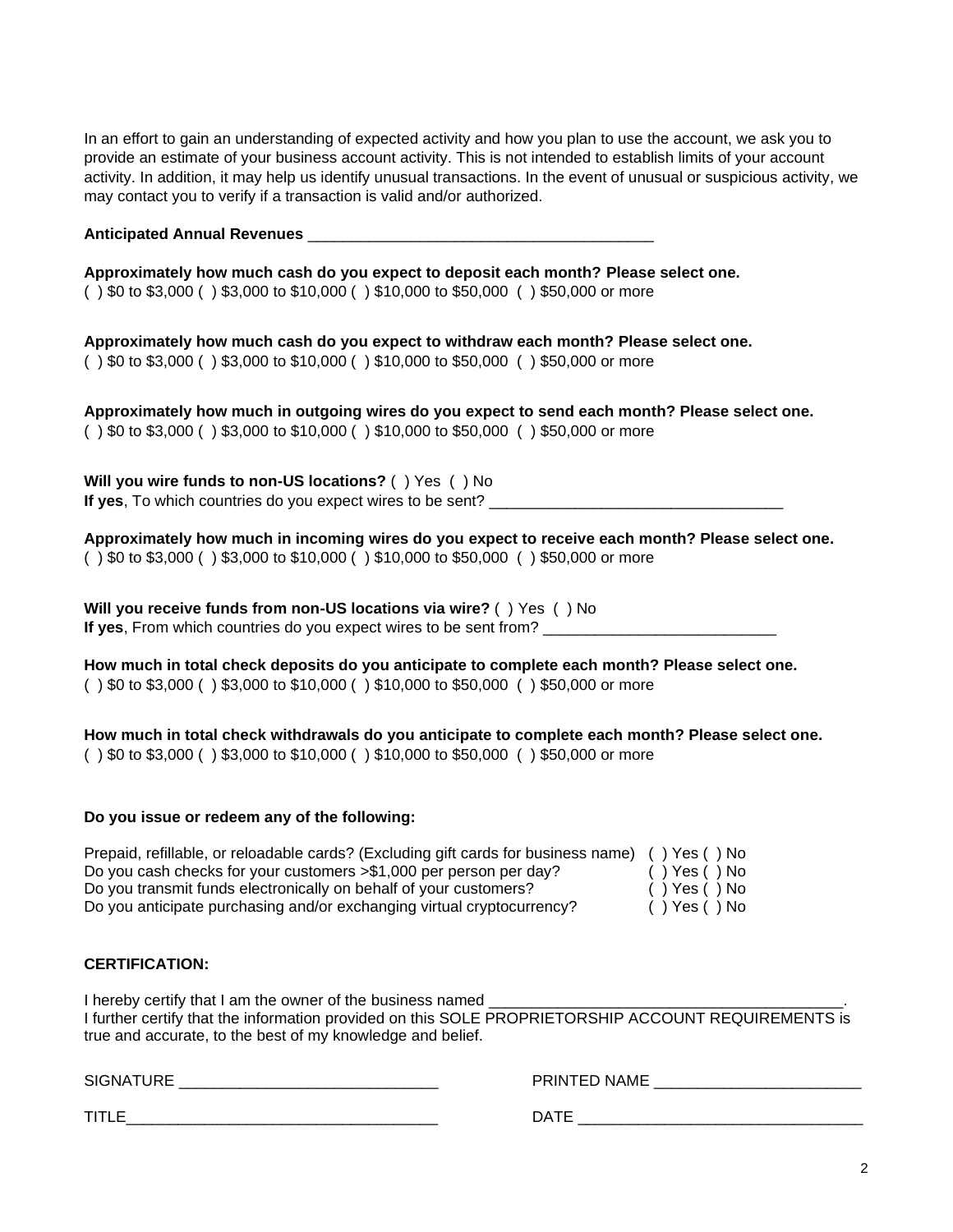In an effort to gain an understanding of expected activity and how you plan to use the account, we ask you to provide an estimate of your business account activity. This is not intended to establish limits of your account activity. In addition, it may help us identify unusual transactions. In the event of unusual or suspicious activity, we may contact you to verify if a transaction is valid and/or authorized.

**Anticipated Annual Revenues** ________________________________________

**Approximately how much cash do you expect to deposit each month? Please select one.**
( ) $0 to $3,000 ( ) $3,000 to $10,000 ( ) $10,000 to $50,000 ( ) $50,000 or more

**Approximately how much cash do you expect to withdraw each month? Please select one.**
( ) $0 to $3,000 ( ) $3,000 to $10,000 ( ) $10,000 to $50,000 ( ) $50,000 or more

**Approximately how much in outgoing wires do you expect to send each month? Please select one.**
( ) $0 to $3,000 ( ) $3,000 to $10,000 ( ) $10,000 to $50,000 ( ) $50,000 or more

**Will you wire funds to non-US locations?** ( ) Yes ( ) No
**If yes**, To which countries do you expect wires to be sent? __________________________________

**Approximately how much in incoming wires do you expect to receive each month? Please select one.**
( ) $0 to $3,000 ( ) $3,000 to $10,000 ( ) $10,000 to $50,000 ( ) $50,000 or more

**Will you receive funds from non-US locations via wire?** ( ) Yes ( ) No
**If yes**, From which countries do you expect wires to be sent from? __________________________

**How much in total check deposits do you anticipate to complete each month? Please select one.**
( ) $0 to $3,000 ( ) $3,000 to $10,000 ( ) $10,000 to $50,000 ( ) $50,000 or more

**How much in total check withdrawals do you anticipate to complete each month? Please select one.**
( ) $0 to $3,000 ( ) $3,000 to $10,000 ( ) $10,000 to $50,000 ( ) $50,000 or more

**Do you issue or redeem any of the following:**

| | |
|---|---|
| Prepaid, refillable, or reloadable cards? (Excluding gift cards for business name) | ( ) Yes ( ) No |
| Do you cash checks for your customers >$1,000 per person per day? | ( ) Yes ( ) No |
| Do you transmit funds electronically on behalf of your customers? | ( ) Yes ( ) No |
| Do you anticipate purchasing and/or exchanging virtual cryptocurrency? | ( ) Yes ( ) No |

**CERTIFICATION:**

I hereby certify that I am the owner of the business named ________________________________________.
I further certify that the information provided on this SOLE PROPRIETORSHIP ACCOUNT REQUIREMENTS is true and accurate, to the best of my knowledge and belief.

SIGNATURE ______________________________ PRINTED NAME _______________________

TITLE___________________________________ DATE ________________________________